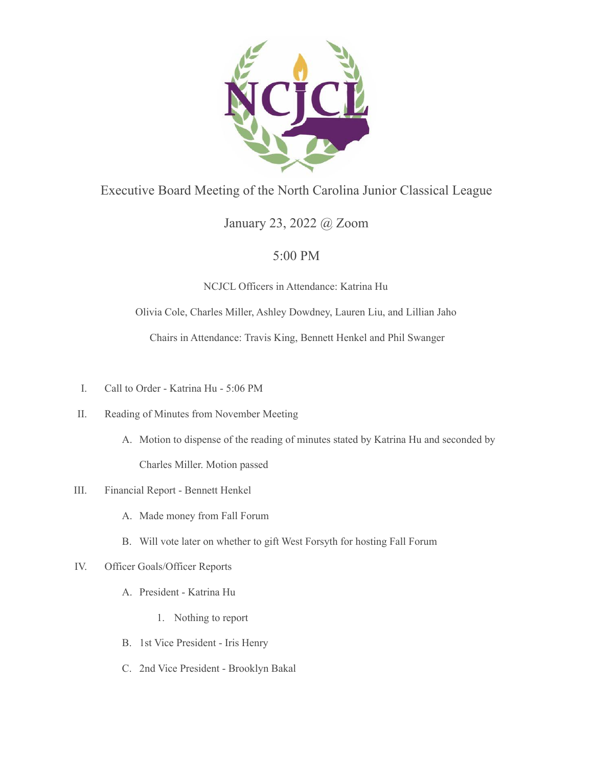# Executive Board Meeting of the North Carolina Junior Classical League

January 23, 2022 @ Zoom

5:00 PM

NCJCL Officers in Attendance: Katrina Hu

Olivia Cole, Charles Miller, Ashley Dowdney, Lauren Liu, and Lillian Jaho

Chairs in Attendance: Travis King, Bennett Henkel and Phil Swanger

I. Call to Order - Katrina Hu - 5:06 PM

II. Reading of Minutes from November Meeting

   A. Motion to dispense of the reading of minutes stated by Katrina Hu and seconded by Charles Miller. Motion passed

III. Financial Report - Bennett Henkel

   A. Made money from Fall Forum

   B. Will vote later on whether to gift West Forsyth for hosting Fall Forum

IV. Officer Goals/Officer Reports

   A. President - Katrina Hu

      1. Nothing to report

   B. 1st Vice President - Iris Henry

   C. 2nd Vice President - Brooklyn Bakal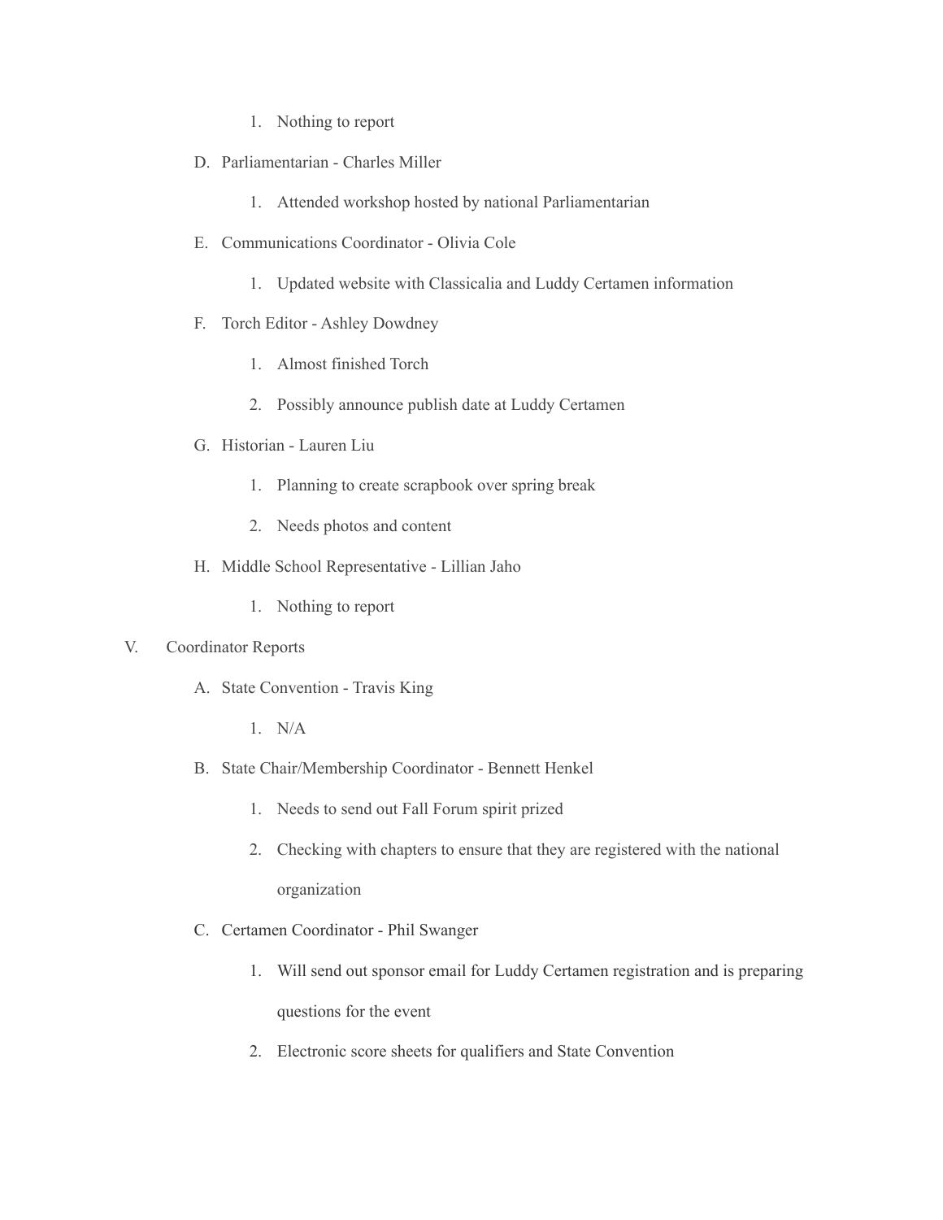1. Nothing to report

D. Parliamentarian - Charles Miller

1. Attended workshop hosted by national Parliamentarian

E. Communications Coordinator - Olivia Cole

1. Updated website with Classicalia and Luddy Certamen information

F. Torch Editor - Ashley Dowdney

1. Almost finished Torch
2. Possibly announce publish date at Luddy Certamen

G. Historian - Lauren Liu

1. Planning to create scrapbook over spring break
2. Needs photos and content

H. Middle School Representative - Lillian Jaho

1. Nothing to report

V. Coordinator Reports

A. State Convention - Travis King

1. N/A

B. State Chair/Membership Coordinator - Bennett Henkel

1. Needs to send out Fall Forum spirit prized
2. Checking with chapters to ensure that they are registered with the national organization

C. Certamen Coordinator - Phil Swanger

1. Will send out sponsor email for Luddy Certamen registration and is preparing questions for the event
2. Electronic score sheets for qualifiers and State Convention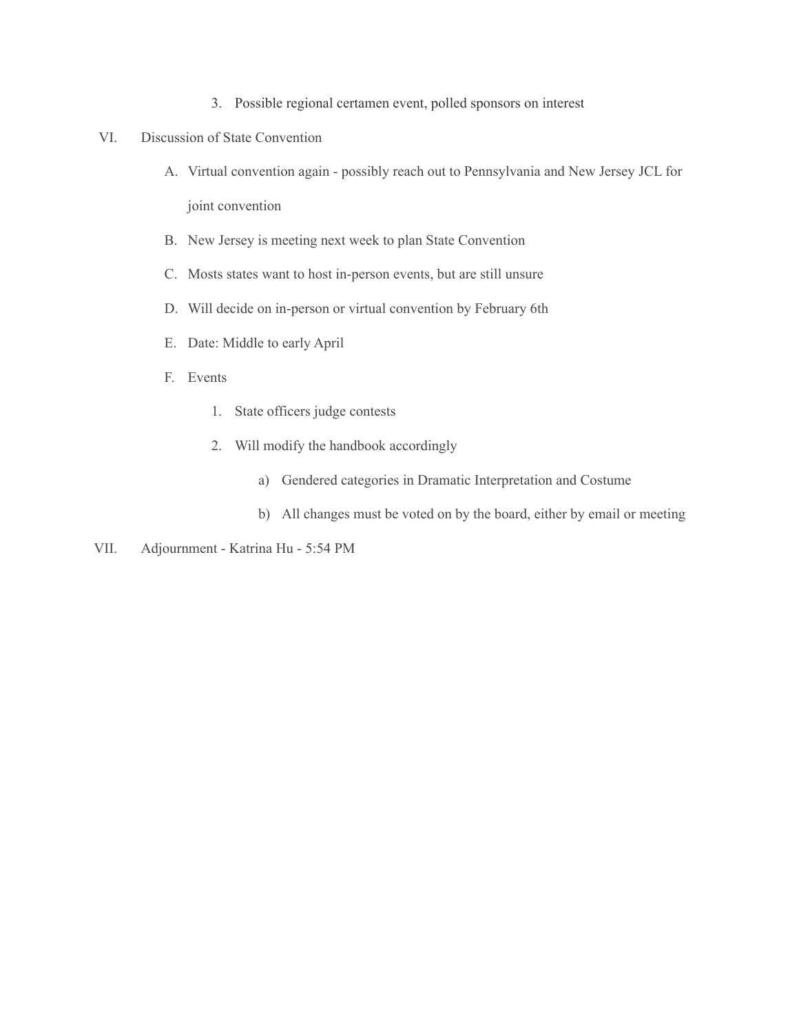3. Possible regional certamen event, polled sponsors on interest

VI. Discussion of State Convention

   A. Virtual convention again - possibly reach out to Pennsylvania and New Jersey JCL for joint convention

   B. New Jersey is meeting next week to plan State Convention

   C. Mosts states want to host in-person events, but are still unsure

   D. Will decide on in-person or virtual convention by February 6th

   E. Date: Middle to early April

   F. Events

      1. State officers judge contests

      2. Will modify the handbook accordingly

         a) Gendered categories in Dramatic Interpretation and Costume

         b) All changes must be voted on by the board, either by email or meeting

VII. Adjournment - Katrina Hu - 5:54 PM